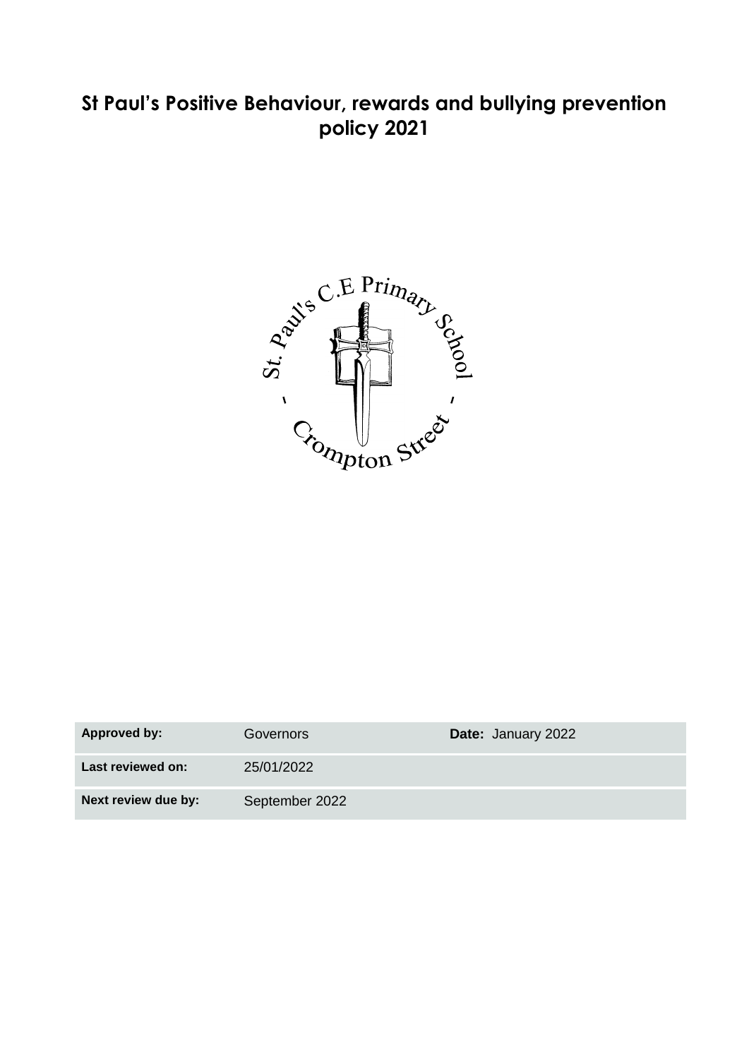# St Paul's Positive Behaviour, rewards and bullying prevention policy 2021

| Approved by: | Governors | Date: January 2022 |
| --- | --- | --- |
| Last reviewed on: | 25/01/2022 | |
| Next review due by: | September 2022 | |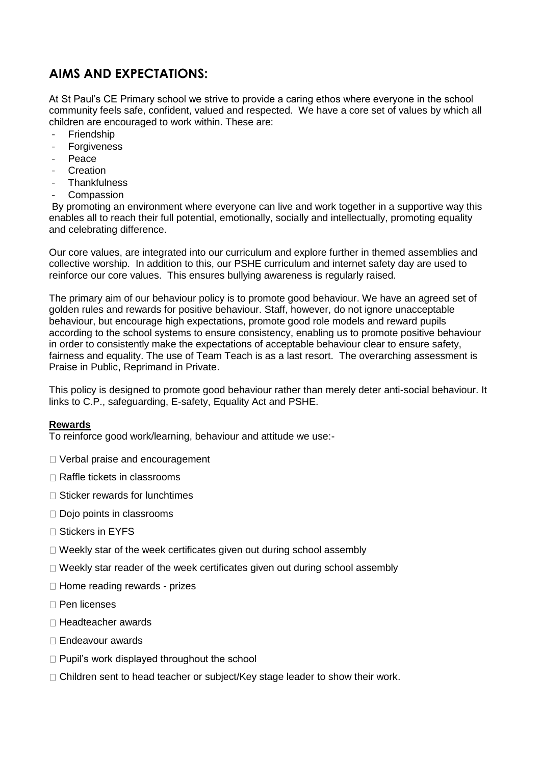## AIMS AND EXPECTATIONS:

At St Paul's CE Primary school we strive to provide a caring ethos where everyone in the school community feels safe, confident, valued and respected. We have a core set of values by which all children are encouraged to work within. These are:

- Friendship
- Forgiveness
- Peace
- Creation
- Thankfulness
- Compassion

By promoting an environment where everyone can live and work together in a supportive way this enables all to reach their full potential, emotionally, socially and intellectually, promoting equality and celebrating difference.

Our core values, are integrated into our curriculum and explore further in themed assemblies and collective worship. In addition to this, our PSHE curriculum and internet safety day are used to reinforce our core values. This ensures bullying awareness is regularly raised.

The primary aim of our behaviour policy is to promote good behaviour. We have an agreed set of golden rules and rewards for positive behaviour. Staff, however, do not ignore unacceptable behaviour, but encourage high expectations, promote good role models and reward pupils according to the school systems to ensure consistency, enabling us to promote positive behaviour in order to consistently make the expectations of acceptable behaviour clear to ensure safety, fairness and equality. The use of Team Teach is as a last resort. The overarching assessment is Praise in Public, Reprimand in Private.

This policy is designed to promote good behaviour rather than merely deter anti-social behaviour. It links to C.P., safeguarding, E-safety, Equality Act and PSHE.

**Rewards**

To reinforce good work/learning, behaviour and attitude we use:-

- Verbal praise and encouragement
- Raffle tickets in classrooms
- Sticker rewards for lunchtimes
- Dojo points in classrooms
- Stickers in EYFS
- Weekly star of the week certificates given out during school assembly
- Weekly star reader of the week certificates given out during school assembly
- Home reading rewards - prizes
- Pen licenses
- Headteacher awards
- Endeavour awards
- Pupil's work displayed throughout the school
- Children sent to head teacher or subject/Key stage leader to show their work.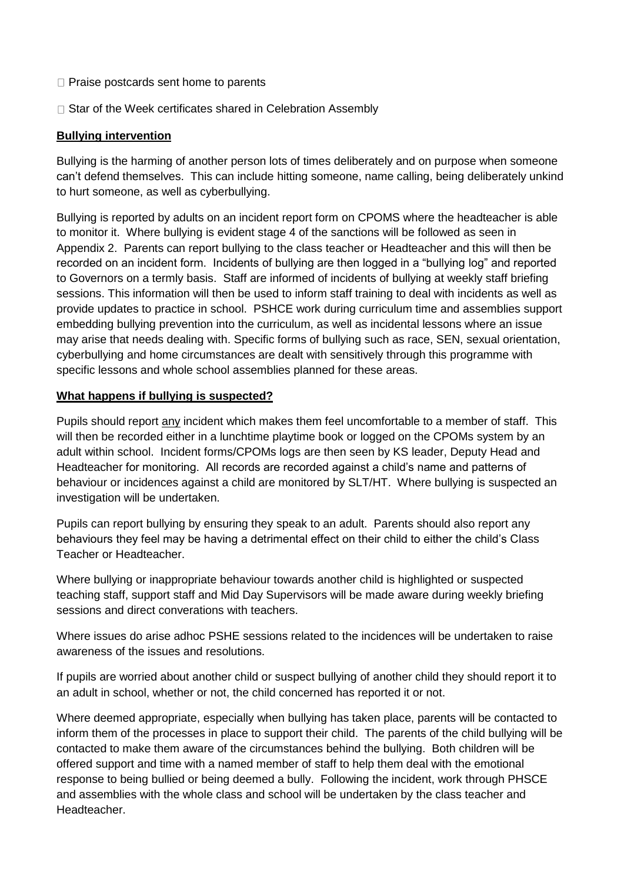- Praise postcards sent home to parents
- Star of the Week certificates shared in Celebration Assembly

**Bullying intervention**

Bullying is the harming of another person lots of times deliberately and on purpose when someone can't defend themselves. This can include hitting someone, name calling, being deliberately unkind to hurt someone, as well as cyberbullying.

Bullying is reported by adults on an incident report form on CPOMS where the headteacher is able to monitor it. Where bullying is evident stage 4 of the sanctions will be followed as seen in Appendix 2. Parents can report bullying to the class teacher or Headteacher and this will then be recorded on an incident form. Incidents of bullying are then logged in a "bullying log" and reported to Governors on a termly basis. Staff are informed of incidents of bullying at weekly staff briefing sessions. This information will then be used to inform staff training to deal with incidents as well as provide updates to practice in school. PSHCE work during curriculum time and assemblies support embedding bullying prevention into the curriculum, as well as incidental lessons where an issue may arise that needs dealing with. Specific forms of bullying such as race, SEN, sexual orientation, cyberbullying and home circumstances are dealt with sensitively through this programme with specific lessons and whole school assemblies planned for these areas.

**What happens if bullying is suspected?**

Pupils should report any incident which makes them feel uncomfortable to a member of staff. This will then be recorded either in a lunchtime playtime book or logged on the CPOMs system by an adult within school. Incident forms/CPOMs logs are then seen by KS leader, Deputy Head and Headteacher for monitoring. All records are recorded against a child's name and patterns of behaviour or incidences against a child are monitored by SLT/HT. Where bullying is suspected an investigation will be undertaken.

Pupils can report bullying by ensuring they speak to an adult. Parents should also report any behaviours they feel may be having a detrimental effect on their child to either the child's Class Teacher or Headteacher.

Where bullying or inappropriate behaviour towards another child is highlighted or suspected teaching staff, support staff and Mid Day Supervisors will be made aware during weekly briefing sessions and direct converations with teachers.

Where issues do arise adhoc PSHE sessions related to the incidences will be undertaken to raise awareness of the issues and resolutions.

If pupils are worried about another child or suspect bullying of another child they should report it to an adult in school, whether or not, the child concerned has reported it or not.

Where deemed appropriate, especially when bullying has taken place, parents will be contacted to inform them of the processes in place to support their child. The parents of the child bullying will be contacted to make them aware of the circumstances behind the bullying. Both children will be offered support and time with a named member of staff to help them deal with the emotional response to being bullied or being deemed a bully. Following the incident, work through PHSCE and assemblies with the whole class and school will be undertaken by the class teacher and Headteacher.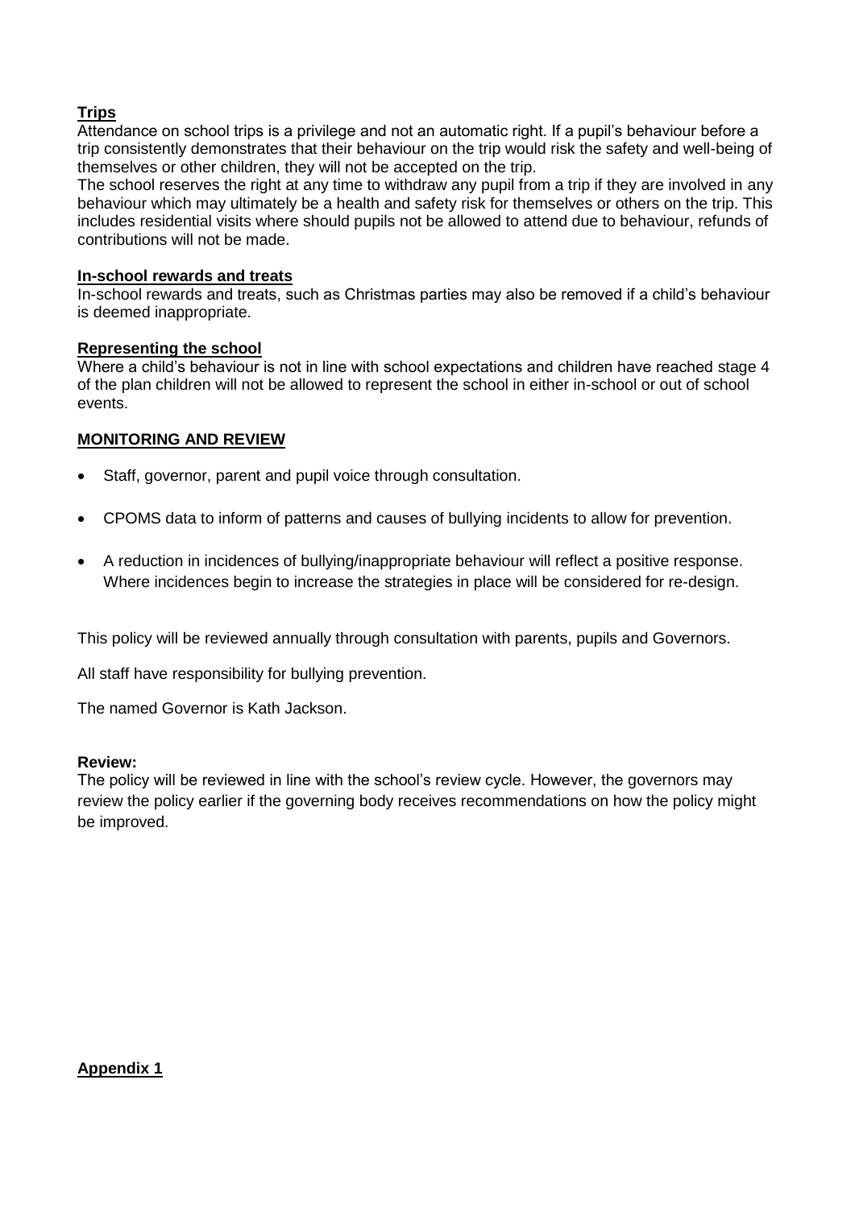**Trips**

Attendance on school trips is a privilege and not an automatic right. If a pupil's behaviour before a trip consistently demonstrates that their behaviour on the trip would risk the safety and well-being of themselves or other children, they will not be accepted on the trip.

The school reserves the right at any time to withdraw any pupil from a trip if they are involved in any behaviour which may ultimately be a health and safety risk for themselves or others on the trip. This includes residential visits where should pupils not be allowed to attend due to behaviour, refunds of contributions will not be made.

**In-school rewards and treats**

In-school rewards and treats, such as Christmas parties may also be removed if a child's behaviour is deemed inappropriate.

**Representing the school**

Where a child's behaviour is not in line with school expectations and children have reached stage 4 of the plan children will not be allowed to represent the school in either in-school or out of school events.

**MONITORING AND REVIEW**

- Staff, governor, parent and pupil voice through consultation.
- CPOMS data to inform of patterns and causes of bullying incidents to allow for prevention.
- A reduction in incidences of bullying/inappropriate behaviour will reflect a positive response. Where incidences begin to increase the strategies in place will be considered for re-design.

This policy will be reviewed annually through consultation with parents, pupils and Governors.

All staff have responsibility for bullying prevention.

The named Governor is Kath Jackson.

**Review:**

The policy will be reviewed in line with the school's review cycle. However, the governors may review the policy earlier if the governing body receives recommendations on how the policy might be improved.

**Appendix 1**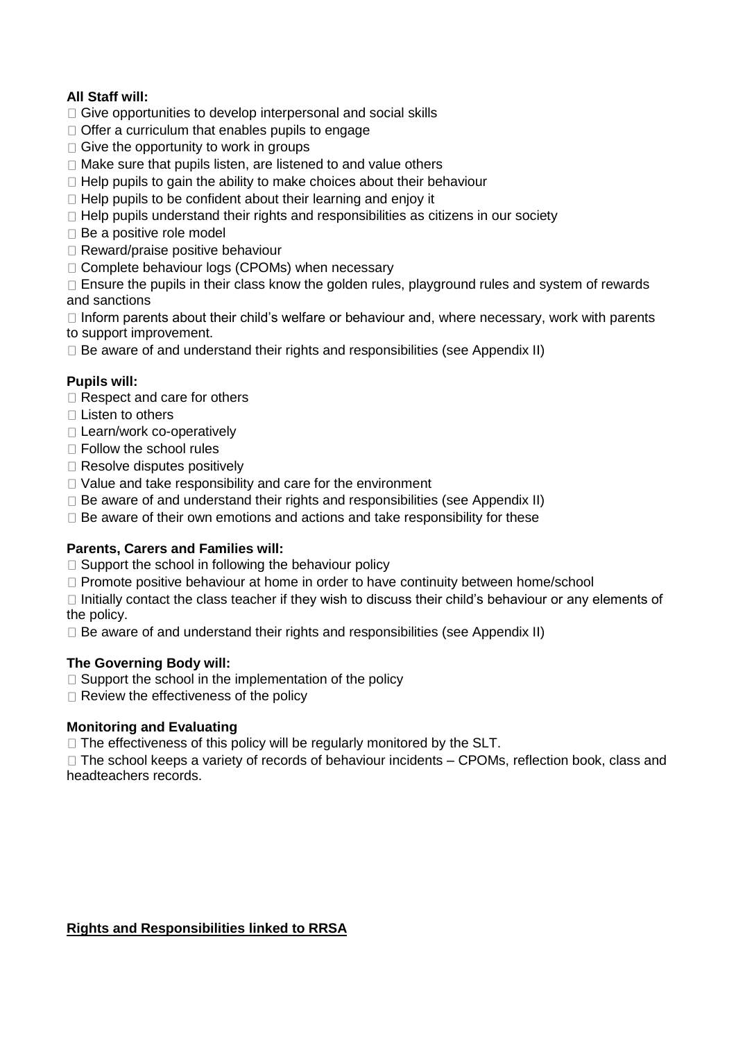**All Staff will:**

- Give opportunities to develop interpersonal and social skills
- Offer a curriculum that enables pupils to engage
- Give the opportunity to work in groups
- Make sure that pupils listen, are listened to and value others
- Help pupils to gain the ability to make choices about their behaviour
- Help pupils to be confident about their learning and enjoy it
- Help pupils understand their rights and responsibilities as citizens in our society
- Be a positive role model
- Reward/praise positive behaviour
- Complete behaviour logs (CPOMs) when necessary
- Ensure the pupils in their class know the golden rules, playground rules and system of rewards and sanctions
- Inform parents about their child's welfare or behaviour and, where necessary, work with parents to support improvement.
- Be aware of and understand their rights and responsibilities (see Appendix II)

**Pupils will:**

- Respect and care for others
- Listen to others
- Learn/work co-operatively
- Follow the school rules
- Resolve disputes positively
- Value and take responsibility and care for the environment
- Be aware of and understand their rights and responsibilities (see Appendix II)
- Be aware of their own emotions and actions and take responsibility for these

**Parents, Carers and Families will:**

- Support the school in following the behaviour policy
- Promote positive behaviour at home in order to have continuity between home/school
- Initially contact the class teacher if they wish to discuss their child's behaviour or any elements of the policy.
- Be aware of and understand their rights and responsibilities (see Appendix II)

**The Governing Body will:**

- Support the school in the implementation of the policy
- Review the effectiveness of the policy

**Monitoring and Evaluating**

- The effectiveness of this policy will be regularly monitored by the SLT.
- The school keeps a variety of records of behaviour incidents – CPOMs, reflection book, class and headteachers records.

**Rights and Responsibilities linked to RRSA**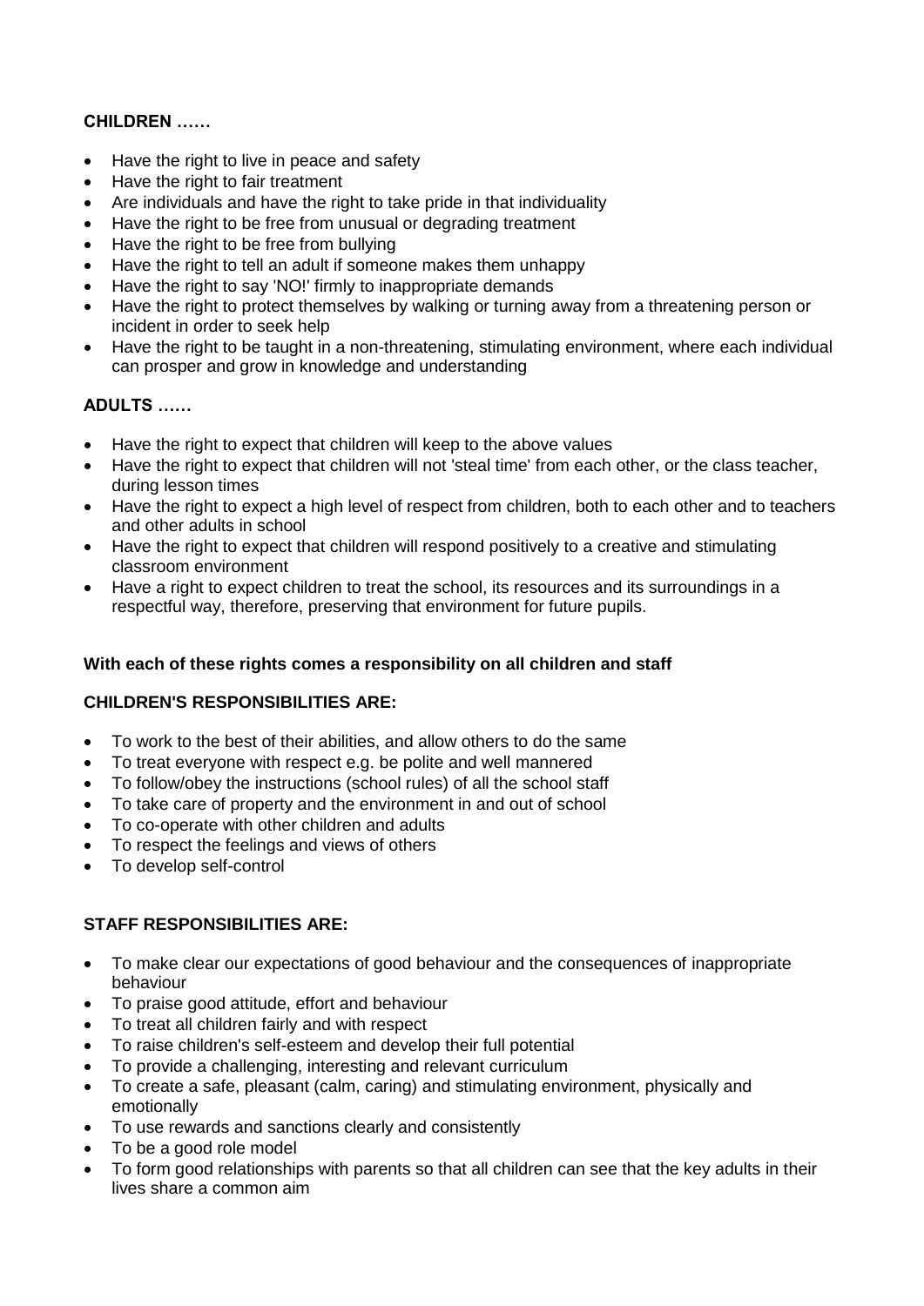**CHILDREN ……**

- Have the right to live in peace and safety
- Have the right to fair treatment
- Are individuals and have the right to take pride in that individuality
- Have the right to be free from unusual or degrading treatment
- Have the right to be free from bullying
- Have the right to tell an adult if someone makes them unhappy
- Have the right to say 'NO!' firmly to inappropriate demands
- Have the right to protect themselves by walking or turning away from a threatening person or incident in order to seek help
- Have the right to be taught in a non-threatening, stimulating environment, where each individual can prosper and grow in knowledge and understanding

**ADULTS ……**

- Have the right to expect that children will keep to the above values
- Have the right to expect that children will not 'steal time' from each other, or the class teacher, during lesson times
- Have the right to expect a high level of respect from children, both to each other and to teachers and other adults in school
- Have the right to expect that children will respond positively to a creative and stimulating classroom environment
- Have a right to expect children to treat the school, its resources and its surroundings in a respectful way, therefore, preserving that environment for future pupils.

**With each of these rights comes a responsibility on all children and staff**

**CHILDREN'S RESPONSIBILITIES ARE:**

- To work to the best of their abilities, and allow others to do the same
- To treat everyone with respect e.g. be polite and well mannered
- To follow/obey the instructions (school rules) of all the school staff
- To take care of property and the environment in and out of school
- To co-operate with other children and adults
- To respect the feelings and views of others
- To develop self-control

**STAFF RESPONSIBILITIES ARE:**

- To make clear our expectations of good behaviour and the consequences of inappropriate behaviour
- To praise good attitude, effort and behaviour
- To treat all children fairly and with respect
- To raise children's self-esteem and develop their full potential
- To provide a challenging, interesting and relevant curriculum
- To create a safe, pleasant (calm, caring) and stimulating environment, physically and emotionally
- To use rewards and sanctions clearly and consistently
- To be a good role model
- To form good relationships with parents so that all children can see that the key adults in their lives share a common aim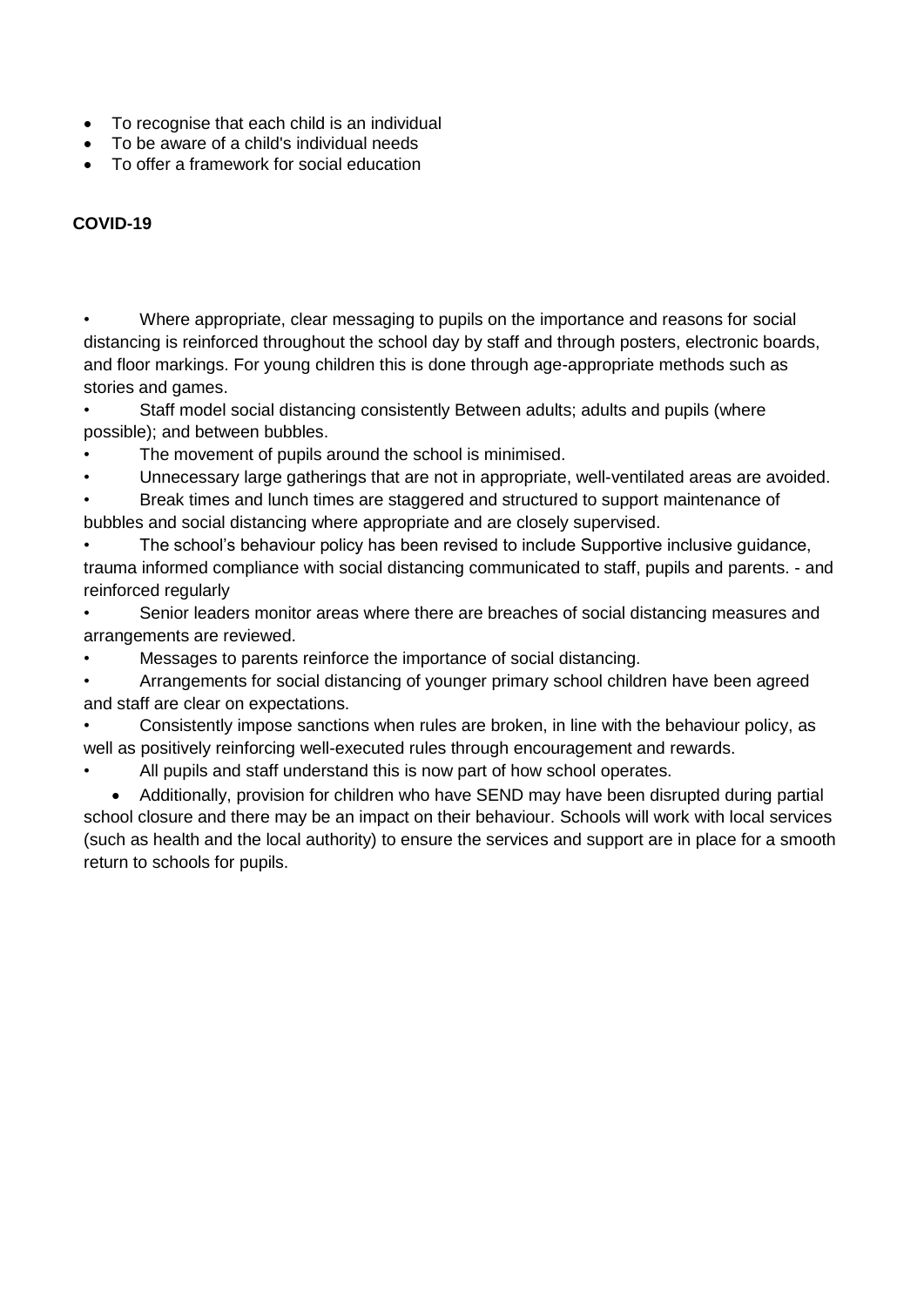- To recognise that each child is an individual
- To be aware of a child's individual needs
- To offer a framework for social education

**COVID-19**

- Where appropriate, clear messaging to pupils on the importance and reasons for social distancing is reinforced throughout the school day by staff and through posters, electronic boards, and floor markings. For young children this is done through age-appropriate methods such as stories and games.
- Staff model social distancing consistently Between adults; adults and pupils (where possible); and between bubbles.
- The movement of pupils around the school is minimised.
- Unnecessary large gatherings that are not in appropriate, well-ventilated areas are avoided.
- Break times and lunch times are staggered and structured to support maintenance of bubbles and social distancing where appropriate and are closely supervised.
- The school's behaviour policy has been revised to include Supportive inclusive guidance, trauma informed compliance with social distancing communicated to staff, pupils and parents. - and reinforced regularly
- Senior leaders monitor areas where there are breaches of social distancing measures and arrangements are reviewed.
- Messages to parents reinforce the importance of social distancing.
- Arrangements for social distancing of younger primary school children have been agreed and staff are clear on expectations.
- Consistently impose sanctions when rules are broken, in line with the behaviour policy, as well as positively reinforcing well-executed rules through encouragement and rewards.
- All pupils and staff understand this is now part of how school operates.
- Additionally, provision for children who have SEND may have been disrupted during partial school closure and there may be an impact on their behaviour. Schools will work with local services (such as health and the local authority) to ensure the services and support are in place for a smooth return to schools for pupils.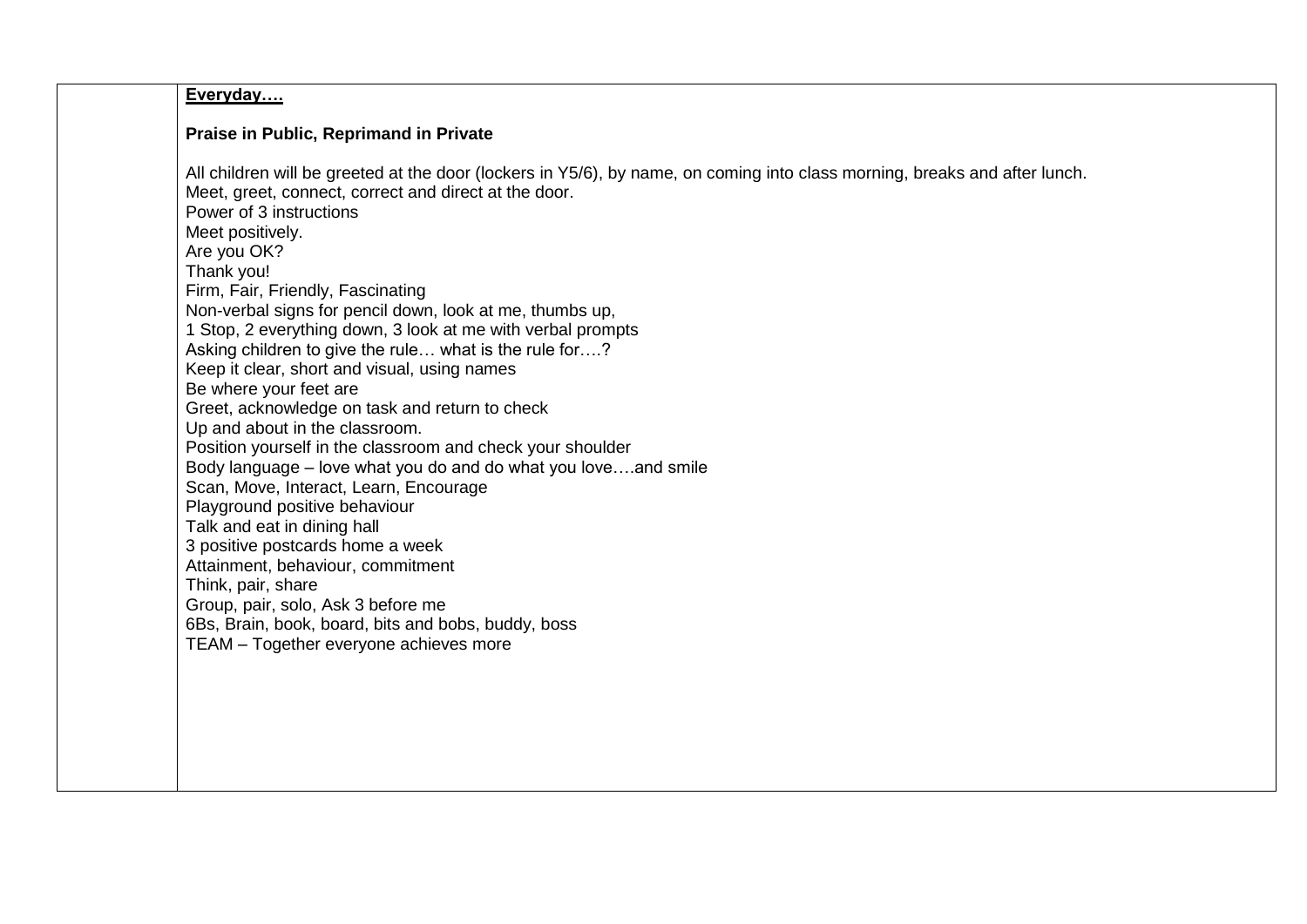| | **<u>Everyday….</u>**<br><br>**Praise in Public, Reprimand in Private**<br><br>All children will be greeted at the door (lockers in Y5/6), by name, on coming into class morning, breaks and after lunch.<br>Meet, greet, connect, correct and direct at the door.<br>Power of 3 instructions<br>Meet positively.<br>Are you OK?<br>Thank you!<br>Firm, Fair, Friendly, Fascinating<br>Non-verbal signs for pencil down, look at me, thumbs up,<br>1 Stop, 2 everything down, 3 look at me with verbal prompts<br>Asking children to give the rule… what is the rule for….?<br>Keep it clear, short and visual, using names<br>Be where your feet are<br>Greet, acknowledge on task and return to check<br>Up and about in the classroom.<br>Position yourself in the classroom and check your shoulder<br>Body language – love what you do and do what you love….and smile<br>Scan, Move, Interact, Learn, Encourage<br>Playground positive behaviour<br>Talk and eat in dining hall<br>3 positive postcards home a week<br>Attainment, behaviour, commitment<br>Think, pair, share<br>Group, pair, solo, Ask 3 before me<br>6Bs, Brain, book, board, bits and bobs, buddy, boss<br>TEAM – Together everyone achieves more |
|---|---|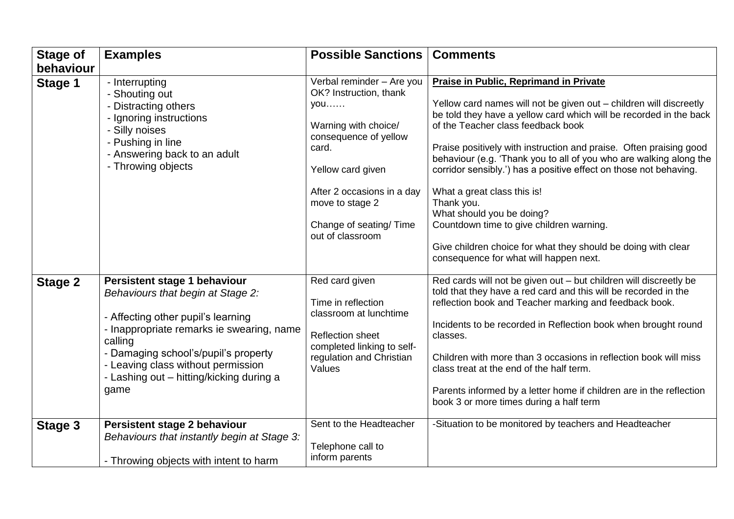| Stage of behaviour | Examples | Possible Sanctions | Comments |
|---|---|---|---|
| **Stage 1** | - Interrupting<br>- Shouting out<br>- Distracting others<br>- Ignoring instructions<br>- Silly noises<br>- Pushing in line<br>- Answering back to an adult<br>- Throwing objects | Verbal reminder – Are you OK? Instruction, thank you……<br><br>Warning with choice/ consequence of yellow card.<br><br>Yellow card given<br><br>After 2 occasions in a day move to stage 2<br><br>Change of seating/ Time out of classroom | **Praise in Public, Reprimand in Private**<br><br>Yellow card names will not be given out – children will discreetly be told they have a yellow card which will be recorded in the back of the Teacher class feedback book<br><br>Praise positively with instruction and praise. Often praising good behaviour (e.g. 'Thank you to all of you who are walking along the corridor sensibly.') has a positive effect on those not behaving.<br><br>What a great class this is!<br>Thank you.<br>What should you be doing?<br>Countdown time to give children warning.<br><br>Give children choice for what they should be doing with clear consequence for what will happen next. |
| **Stage 2** | **Persistent stage 1 behaviour**<br>*Behaviours that begin at Stage 2:*<br><br>- Affecting other pupil's learning<br>- Inappropriate remarks ie swearing, name calling<br>- Damaging school's/pupil's property<br>- Leaving class without permission<br>- Lashing out – hitting/kicking during a game | Red card given<br><br>Time in reflection classroom at lunchtime<br><br>Reflection sheet completed linking to self-regulation and Christian Values | Red cards will not be given out – but children will discreetly be told that they have a red card and this will be recorded in the reflection book and Teacher marking and feedback book.<br><br>Incidents to be recorded in Reflection book when brought round classes.<br><br>Children with more than 3 occasions in reflection book will miss class treat at the end of the half term.<br><br>Parents informed by a letter home if children are in the reflection book 3 or more times during a half term |
| **Stage 3** | **Persistent stage 2 behaviour**<br>*Behaviours that instantly begin at Stage 3:*<br><br>- Throwing objects with intent to harm | Sent to the Headteacher<br><br>Telephone call to inform parents | -Situation to be monitored by teachers and Headteacher |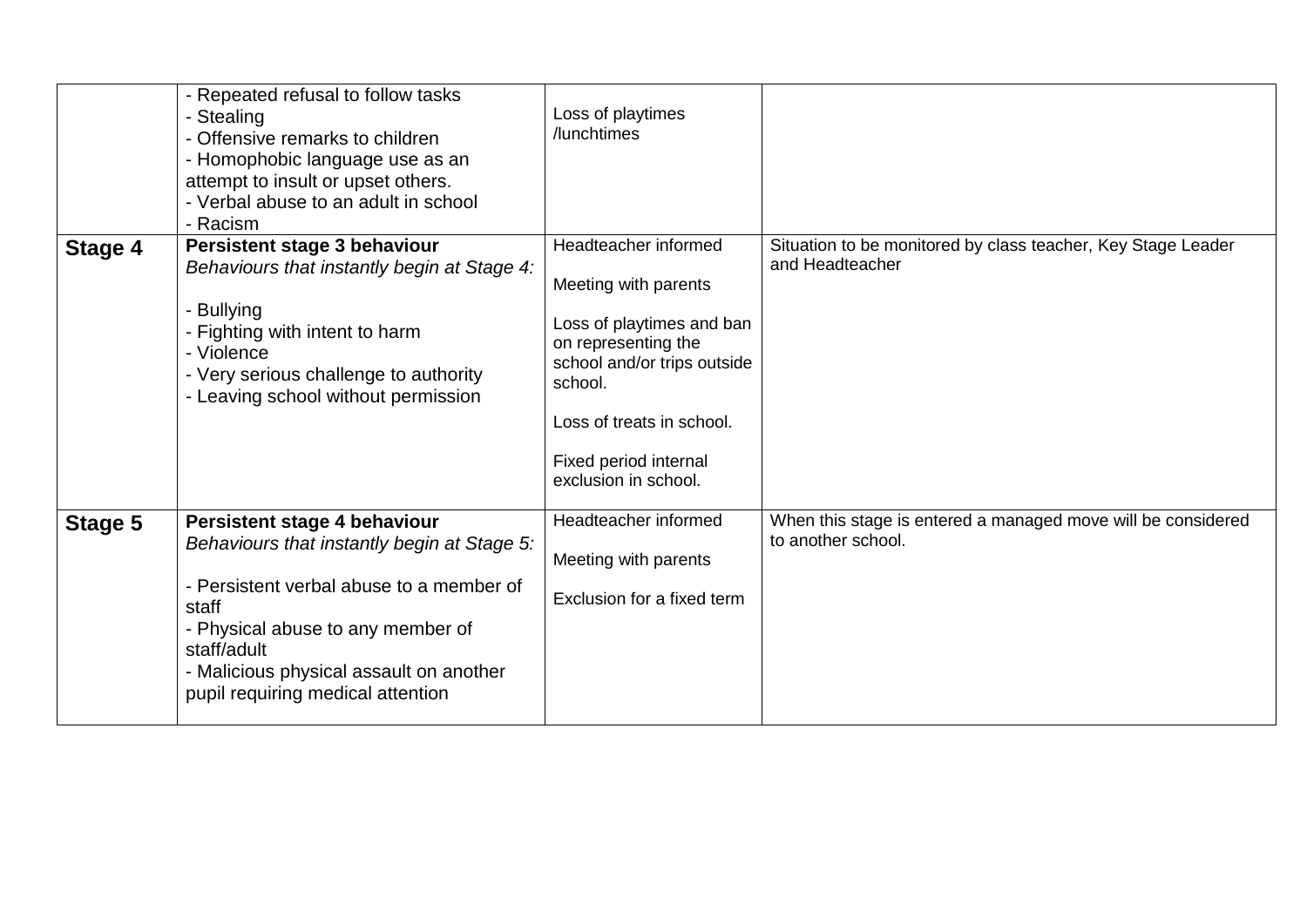|  |  |  |  |
|---|---|---|---|
|  | - Repeated refusal to follow tasks<br>- Stealing<br>- Offensive remarks to children<br>- Homophobic language use as an attempt to insult or upset others.<br>- Verbal abuse to an adult in school<br>- Racism | Loss of playtimes /lunchtimes |  |
| **Stage 4** | **Persistent stage 3 behaviour**<br>*Behaviours that instantly begin at Stage 4:*<br><br>- Bullying<br>- Fighting with intent to harm<br>- Violence<br>- Very serious challenge to authority<br>- Leaving school without permission | Headteacher informed<br><br>Meeting with parents<br><br>Loss of playtimes and ban on representing the school and/or trips outside school.<br><br>Loss of treats in school.<br><br>Fixed period internal exclusion in school. | Situation to be monitored by class teacher, Key Stage Leader and Headteacher |
| **Stage 5** | **Persistent stage 4 behaviour**<br>*Behaviours that instantly begin at Stage 5:*<br><br>- Persistent verbal abuse to a member of staff<br>- Physical abuse to any member of staff/adult<br>- Malicious physical assault on another pupil requiring medical attention | Headteacher informed<br><br>Meeting with parents<br><br>Exclusion for a fixed term | When this stage is entered a managed move will be considered to another school. |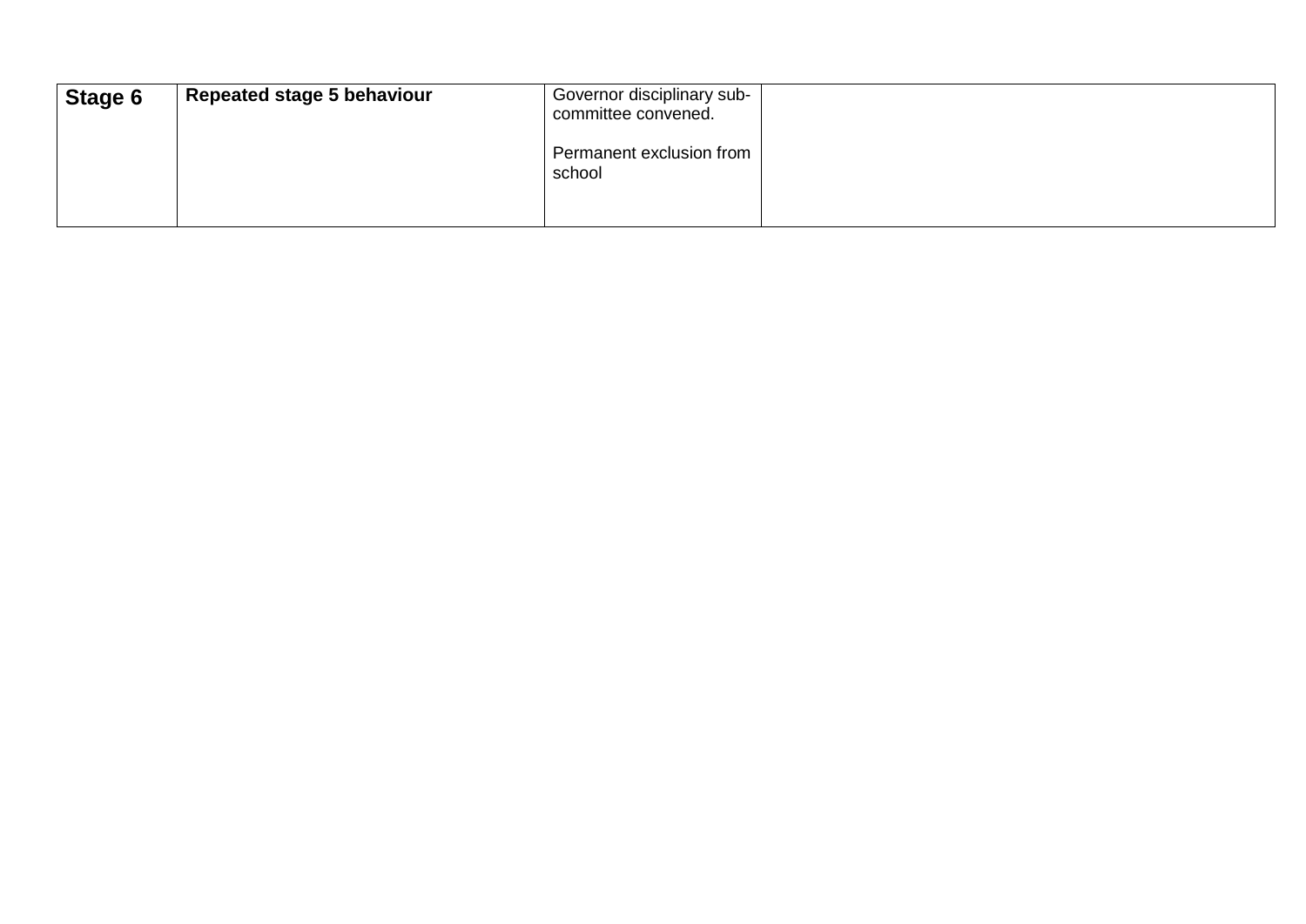| | | | |
|---|---|---|---|
| **Stage 6** | **Repeated stage 5 behaviour** | Governor disciplinary sub-committee convened.<br><br>Permanent exclusion from school | |